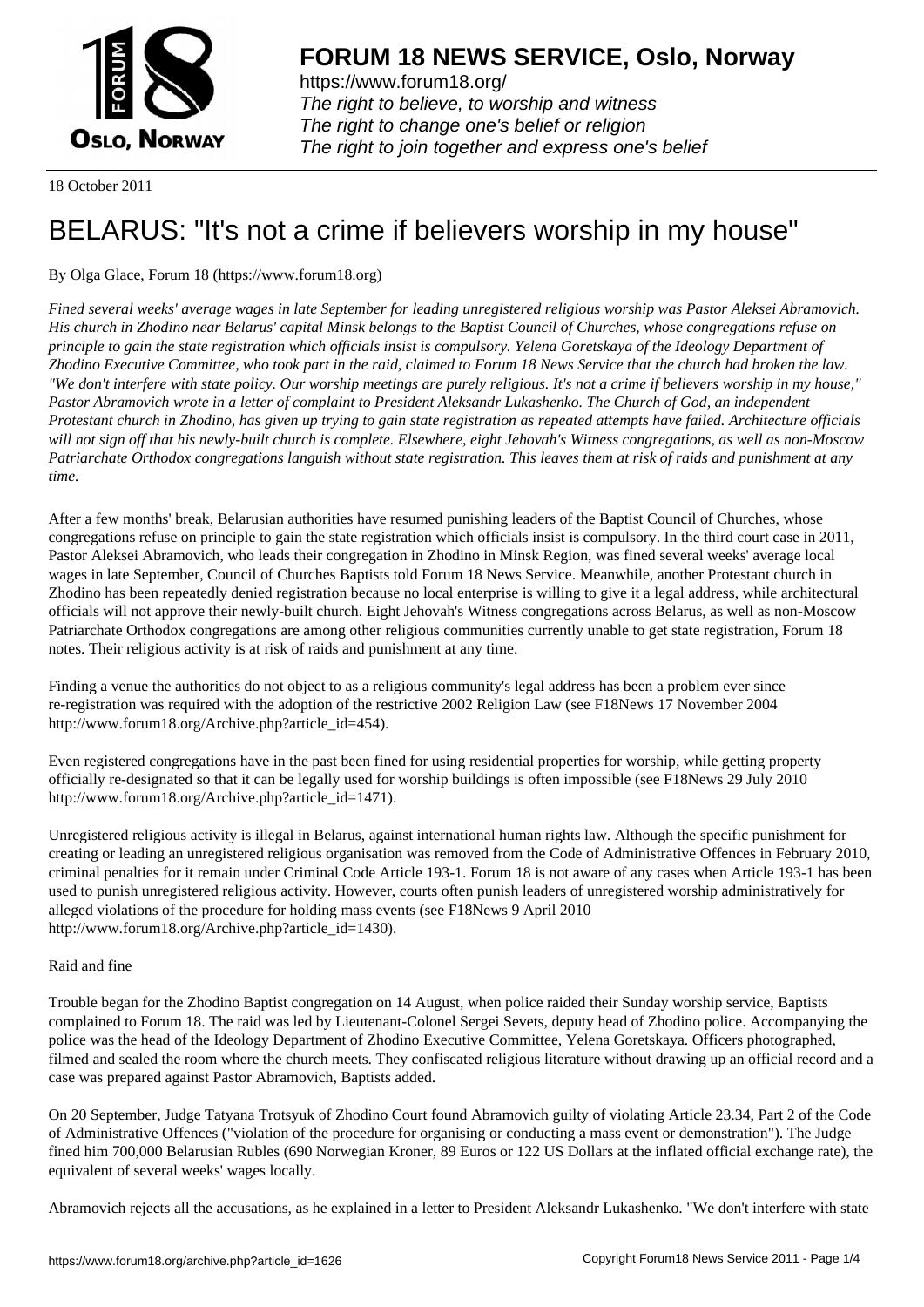**FORUM 18 NEWS SERVICE, Oslo, Norway**

https://www.forum18.org/
*The right to believe, to worship and witness*
*The right to change one's belief or religion*
*The right to join together and express one's belief*

18 October 2011

# BELARUS: "It's not a crime if believers worship in my house"

By Olga Glace, Forum 18 (https://www.forum18.org)

*Fined several weeks' average wages in late September for leading unregistered religious worship was Pastor Aleksei Abramovich. His church in Zhodino near Belarus' capital Minsk belongs to the Baptist Council of Churches, whose congregations refuse on principle to gain the state registration which officials insist is compulsory. Yelena Goretskaya of the Ideology Department of Zhodino Executive Committee, who took part in the raid, claimed to Forum 18 News Service that the church had broken the law. "We don't interfere with state policy. Our worship meetings are purely religious. It's not a crime if believers worship in my house," Pastor Abramovich wrote in a letter of complaint to President Aleksandr Lukashenko. The Church of God, an independent Protestant church in Zhodino, has given up trying to gain state registration as repeated attempts have failed. Architecture officials will not sign off that his newly-built church is complete. Elsewhere, eight Jehovah's Witness congregations, as well as non-Moscow Patriarchate Orthodox congregations languish without state registration. This leaves them at risk of raids and punishment at any time.*

After a few months' break, Belarusian authorities have resumed punishing leaders of the Baptist Council of Churches, whose congregations refuse on principle to gain the state registration which officials insist is compulsory. In the third court case in 2011, Pastor Aleksei Abramovich, who leads their congregation in Zhodino in Minsk Region, was fined several weeks' average local wages in late September, Council of Churches Baptists told Forum 18 News Service. Meanwhile, another Protestant church in Zhodino has been repeatedly denied registration because no local enterprise is willing to give it a legal address, while architectural officials will not approve their newly-built church. Eight Jehovah's Witness congregations across Belarus, as well as non-Moscow Patriarchate Orthodox congregations are among other religious communities currently unable to get state registration, Forum 18 notes. Their religious activity is at risk of raids and punishment at any time.

Finding a venue the authorities do not object to as a religious community's legal address has been a problem ever since re-registration was required with the adoption of the restrictive 2002 Religion Law (see F18News 17 November 2004 http://www.forum18.org/Archive.php?article_id=454).

Even registered congregations have in the past been fined for using residential properties for worship, while getting property officially re-designated so that it can be legally used for worship buildings is often impossible (see F18News 29 July 2010 http://www.forum18.org/Archive.php?article_id=1471).

Unregistered religious activity is illegal in Belarus, against international human rights law. Although the specific punishment for creating or leading an unregistered religious organisation was removed from the Code of Administrative Offences in February 2010, criminal penalties for it remain under Criminal Code Article 193-1. Forum 18 is not aware of any cases when Article 193-1 has been used to punish unregistered religious activity. However, courts often punish leaders of unregistered worship administratively for alleged violations of the procedure for holding mass events (see F18News 9 April 2010 http://www.forum18.org/Archive.php?article_id=1430).

Raid and fine

Trouble began for the Zhodino Baptist congregation on 14 August, when police raided their Sunday worship service, Baptists complained to Forum 18. The raid was led by Lieutenant-Colonel Sergei Sevets, deputy head of Zhodino police. Accompanying the police was the head of the Ideology Department of Zhodino Executive Committee, Yelena Goretskaya. Officers photographed, filmed and sealed the room where the church meets. They confiscated religious literature without drawing up an official record and a case was prepared against Pastor Abramovich, Baptists added.

On 20 September, Judge Tatyana Trotsyuk of Zhodino Court found Abramovich guilty of violating Article 23.34, Part 2 of the Code of Administrative Offences ("violation of the procedure for organising or conducting a mass event or demonstration"). The Judge fined him 700,000 Belarusian Rubles (690 Norwegian Kroner, 89 Euros or 122 US Dollars at the inflated official exchange rate), the equivalent of several weeks' wages locally.

Abramovich rejects all the accusations, as he explained in a letter to President Aleksandr Lukashenko. "We don't interfere with state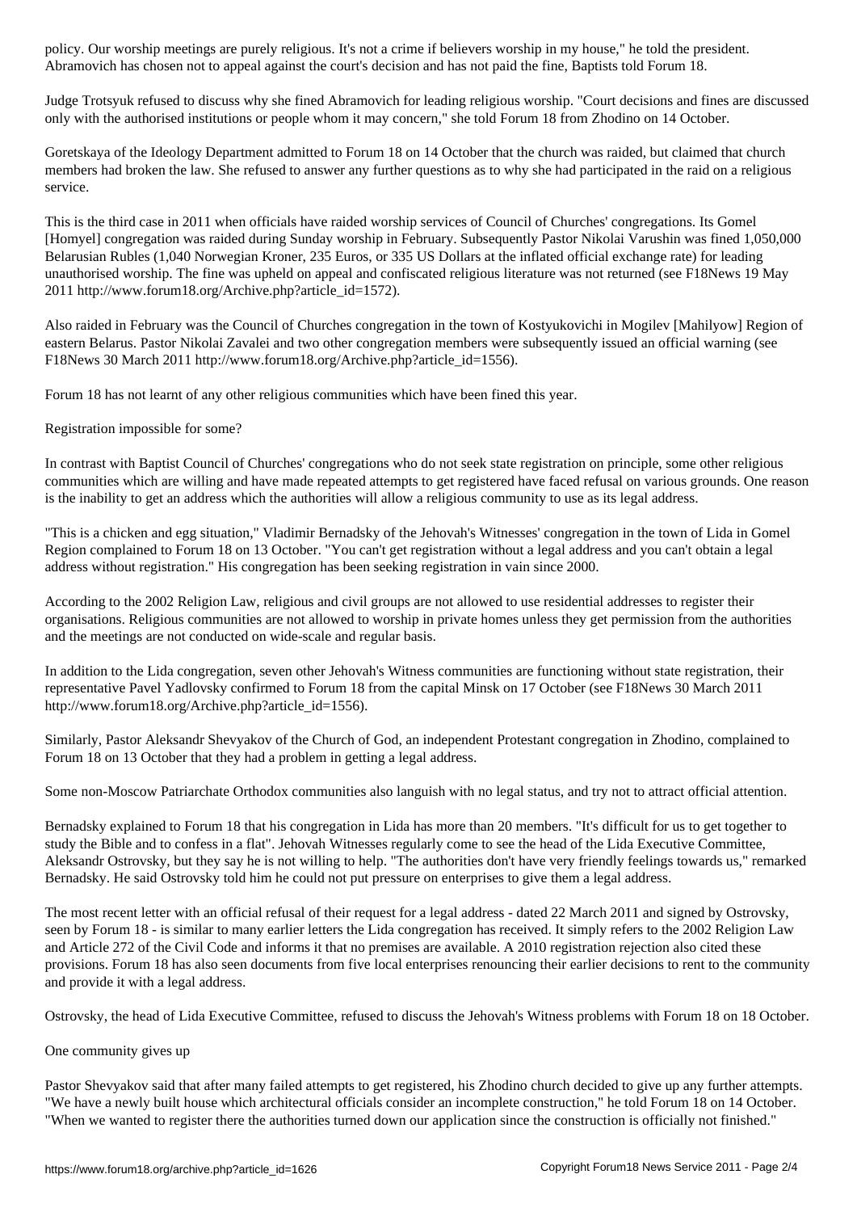policy. Our worship meetings are purely religious. It's not a crime if believers worship in my house," he told the president. Abramovich has chosen not to appeal against the court's decision and has not paid the fine, Baptists told Forum 18.

Judge Trotsyuk refused to discuss why she fined Abramovich for leading religious worship. "Court decisions and fines are discussed only with the authorised institutions or people whom it may concern," she told Forum 18 from Zhodino on 14 October.

Goretskaya of the Ideology Department admitted to Forum 18 on 14 October that the church was raided, but claimed that church members had broken the law. She refused to answer any further questions as to why she had participated in the raid on a religious service.

This is the third case in 2011 when officials have raided worship services of Council of Churches' congregations. Its Gomel [Homyel] congregation was raided during Sunday worship in February. Subsequently Pastor Nikolai Varushin was fined 1,050,000 Belarusian Rubles (1,040 Norwegian Kroner, 235 Euros, or 335 US Dollars at the inflated official exchange rate) for leading unauthorised worship. The fine was upheld on appeal and confiscated religious literature was not returned (see F18News 19 May 2011 http://www.forum18.org/Archive.php?article_id=1572).

Also raided in February was the Council of Churches congregation in the town of Kostyukovichi in Mogilev [Mahilyow] Region of eastern Belarus. Pastor Nikolai Zavalei and two other congregation members were subsequently issued an official warning (see F18News 30 March 2011 http://www.forum18.org/Archive.php?article_id=1556).

Forum 18 has not learnt of any other religious communities which have been fined this year.

## Registration impossible for some?

In contrast with Baptist Council of Churches' congregations who do not seek state registration on principle, some other religious communities which are willing and have made repeated attempts to get registered have faced refusal on various grounds. One reason is the inability to get an address which the authorities will allow a religious community to use as its legal address.

"This is a chicken and egg situation," Vladimir Bernadsky of the Jehovah's Witnesses' congregation in the town of Lida in Gomel Region complained to Forum 18 on 13 October. "You can't get registration without a legal address and you can't obtain a legal address without registration." His congregation has been seeking registration in vain since 2000.

According to the 2002 Religion Law, religious and civil groups are not allowed to use residential addresses to register their organisations. Religious communities are not allowed to worship in private homes unless they get permission from the authorities and the meetings are not conducted on wide-scale and regular basis.

In addition to the Lida congregation, seven other Jehovah's Witness communities are functioning without state registration, their representative Pavel Yadlovsky confirmed to Forum 18 from the capital Minsk on 17 October (see F18News 30 March 2011 http://www.forum18.org/Archive.php?article_id=1556).

Similarly, Pastor Aleksandr Shevyakov of the Church of God, an independent Protestant congregation in Zhodino, complained to Forum 18 on 13 October that they had a problem in getting a legal address.

Some non-Moscow Patriarchate Orthodox communities also languish with no legal status, and try not to attract official attention.

Bernadsky explained to Forum 18 that his congregation in Lida has more than 20 members. "It's difficult for us to get together to study the Bible and to confess in a flat". Jehovah Witnesses regularly come to see the head of the Lida Executive Committee, Aleksandr Ostrovsky, but they say he is not willing to help. "The authorities don't have very friendly feelings towards us," remarked Bernadsky. He said Ostrovsky told him he could not put pressure on enterprises to give them a legal address.

The most recent letter with an official refusal of their request for a legal address - dated 22 March 2011 and signed by Ostrovsky, seen by Forum 18 - is similar to many earlier letters the Lida congregation has received. It simply refers to the 2002 Religion Law and Article 272 of the Civil Code and informs it that no premises are available. A 2010 registration rejection also cited these provisions. Forum 18 has also seen documents from five local enterprises renouncing their earlier decisions to rent to the community and provide it with a legal address.

Ostrovsky, the head of Lida Executive Committee, refused to discuss the Jehovah's Witness problems with Forum 18 on 18 October.

## One community gives up

Pastor Shevyakov said that after many failed attempts to get registered, his Zhodino church decided to give up any further attempts. "We have a newly built house which architectural officials consider an incomplete construction," he told Forum 18 on 14 October. "When we wanted to register there the authorities turned down our application since the construction is officially not finished."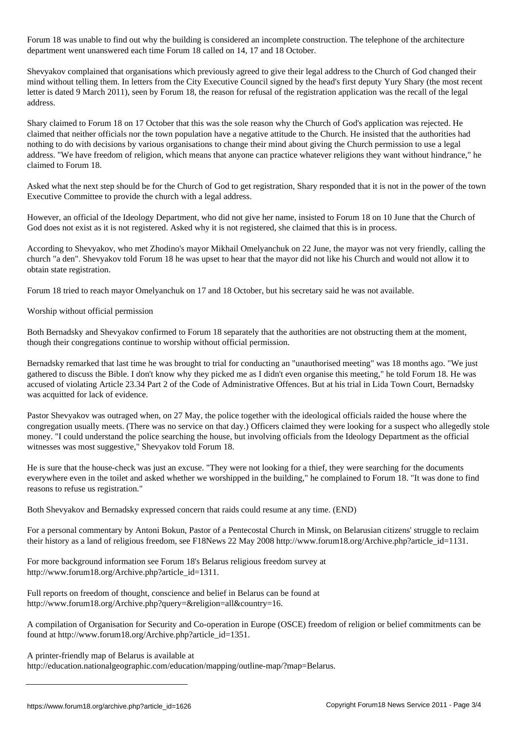Forum 18 was unable to find out why the building is considered an incomplete construction. The telephone of the architecture department went unanswered each time Forum 18 called on 14, 17 and 18 October.

Shevyakov complained that organisations which previously agreed to give their legal address to the Church of God changed their mind without telling them. In letters from the City Executive Council signed by the head's first deputy Yury Shary (the most recent letter is dated 9 March 2011), seen by Forum 18, the reason for refusal of the registration application was the recall of the legal address.

Shary claimed to Forum 18 on 17 October that this was the sole reason why the Church of God's application was rejected. He claimed that neither officials nor the town population have a negative attitude to the Church. He insisted that the authorities had nothing to do with decisions by various organisations to change their mind about giving the Church permission to use a legal address. "We have freedom of religion, which means that anyone can practice whatever religions they want without hindrance," he claimed to Forum 18.

Asked what the next step should be for the Church of God to get registration, Shary responded that it is not in the power of the town Executive Committee to provide the church with a legal address.

However, an official of the Ideology Department, who did not give her name, insisted to Forum 18 on 10 June that the Church of God does not exist as it is not registered. Asked why it is not registered, she claimed that this is in process.

According to Shevyakov, who met Zhodino's mayor Mikhail Omelyanchuk on 22 June, the mayor was not very friendly, calling the church "a den". Shevyakov told Forum 18 he was upset to hear that the mayor did not like his Church and would not allow it to obtain state registration.

Forum 18 tried to reach mayor Omelyanchuk on 17 and 18 October, but his secretary said he was not available.

Worship without official permission

Both Bernadsky and Shevyakov confirmed to Forum 18 separately that the authorities are not obstructing them at the moment, though their congregations continue to worship without official permission.

Bernadsky remarked that last time he was brought to trial for conducting an "unauthorised meeting" was 18 months ago. "We just gathered to discuss the Bible. I don't know why they picked me as I didn't even organise this meeting," he told Forum 18. He was accused of violating Article 23.34 Part 2 of the Code of Administrative Offences. But at his trial in Lida Town Court, Bernadsky was acquitted for lack of evidence.

Pastor Shevyakov was outraged when, on 27 May, the police together with the ideological officials raided the house where the congregation usually meets. (There was no service on that day.) Officers claimed they were looking for a suspect who allegedly stole money. "I could understand the police searching the house, but involving officials from the Ideology Department as the official witnesses was most suggestive," Shevyakov told Forum 18.

He is sure that the house-check was just an excuse. "They were not looking for a thief, they were searching for the documents everywhere even in the toilet and asked whether we worshipped in the building," he complained to Forum 18. "It was done to find reasons to refuse us registration."

Both Shevyakov and Bernadsky expressed concern that raids could resume at any time. (END)

For a personal commentary by Antoni Bokun, Pastor of a Pentecostal Church in Minsk, on Belarusian citizens' struggle to reclaim their history as a land of religious freedom, see F18News 22 May 2008 http://www.forum18.org/Archive.php?article_id=1131.

For more background information see Forum 18's Belarus religious freedom survey at http://www.forum18.org/Archive.php?article_id=1311.

Full reports on freedom of thought, conscience and belief in Belarus can be found at http://www.forum18.org/Archive.php?query=&religion=all&country=16.

A compilation of Organisation for Security and Co-operation in Europe (OSCE) freedom of religion or belief commitments can be found at http://www.forum18.org/Archive.php?article_id=1351.

A printer-friendly map of Belarus is available at http://education.nationalgeographic.com/education/mapping/outline-map/?map=Belarus.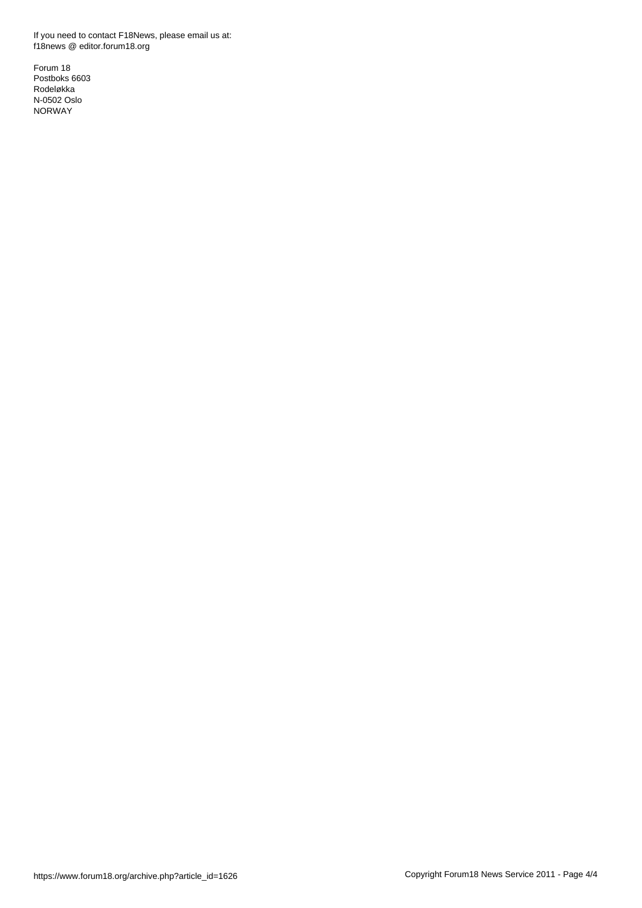If you need to contact F18News, please email us at:
f18news @ editor.forum18.org

Forum 18
Postboks 6603
Rodeløkka
N-0502 Oslo
NORWAY